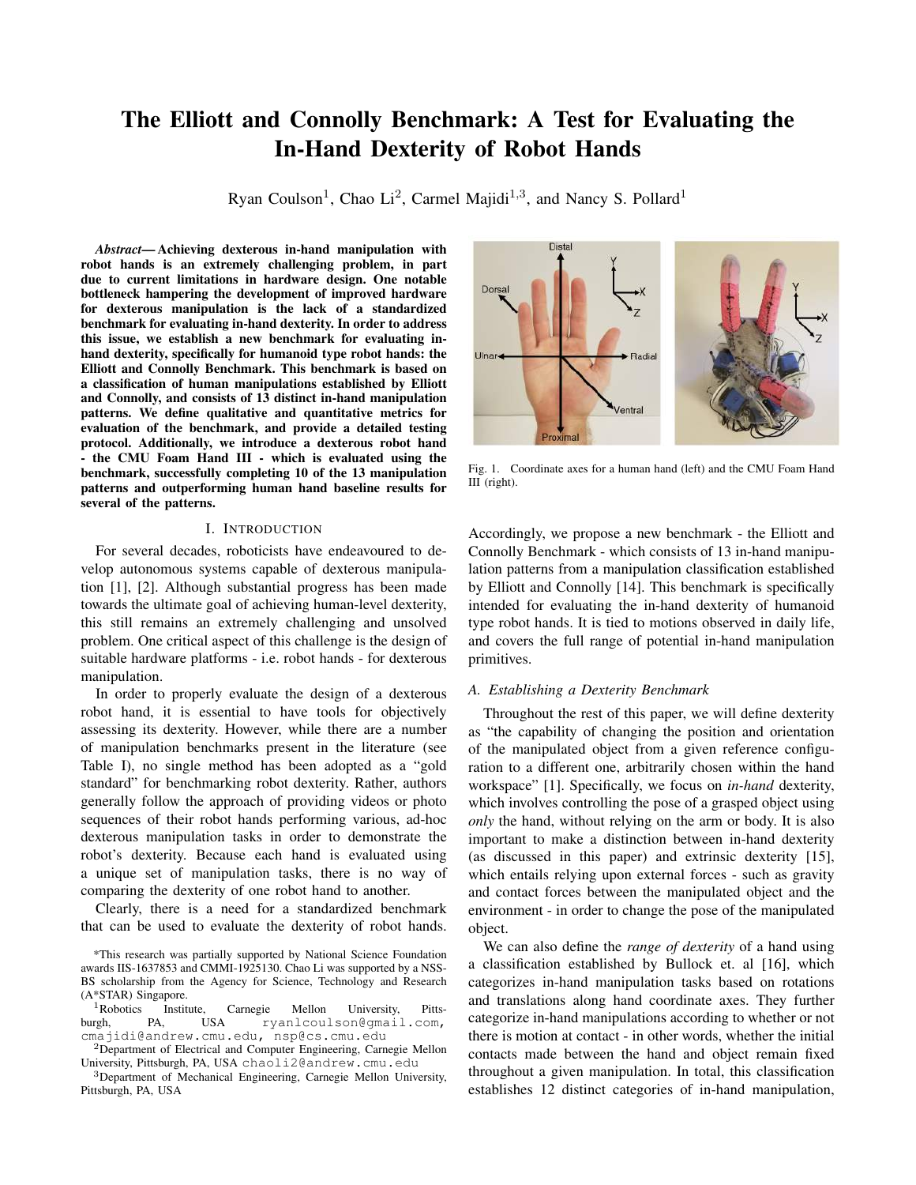# The Elliott and Connolly Benchmark: A Test for Evaluating the In-Hand Dexterity of Robot Hands

Ryan Coulson[1], Chao Li[2], Carmel Majidi[1,3], and Nancy S. Pollard[1]

***Abstract*— Achieving dexterous in-hand manipulation with robot hands is an extremely challenging problem, in part due to current limitations in hardware design. One notable bottleneck hampering the development of improved hardware for dexterous manipulation is the lack of a standardized benchmark for evaluating in-hand dexterity. In order to address this issue, we establish a new benchmark for evaluating in-hand dexterity, specifically for humanoid type robot hands: the Elliott and Connolly Benchmark. This benchmark is based on a classification of human manipulations established by Elliott and Connolly, and consists of 13 distinct in-hand manipulation patterns. We define qualitative and quantitative metrics for evaluation of the benchmark, and provide a detailed testing protocol. Additionally, we introduce a dexterous robot hand - the CMU Foam Hand III - which is evaluated using the benchmark, successfully completing 10 of the 13 manipulation patterns and outperforming human hand baseline results for several of the patterns.**

## I. Introduction

For several decades, roboticists have endeavoured to develop autonomous systems capable of dexterous manipulation [1], [2]. Although substantial progress has been made towards the ultimate goal of achieving human-level dexterity, this still remains an extremely challenging and unsolved problem. One critical aspect of this challenge is the design of suitable hardware platforms - i.e. robot hands - for dexterous manipulation.

In order to properly evaluate the design of a dexterous robot hand, it is essential to have tools for objectively assessing its dexterity. However, while there are a number of manipulation benchmarks present in the literature (see Table I), no single method has been adopted as a "gold standard" for benchmarking robot dexterity. Rather, authors generally follow the approach of providing videos or photo sequences of their robot hands performing various, ad-hoc dexterous manipulation tasks in order to demonstrate the robot's dexterity. Because each hand is evaluated using a unique set of manipulation tasks, there is no way of comparing the dexterity of one robot hand to another.

Clearly, there is a need for a standardized benchmark that can be used to evaluate the dexterity of robot hands.

Fig. 1. Coordinate axes for a human hand (left) and the CMU Foam Hand III (right).

Accordingly, we propose a new benchmark - the Elliott and Connolly Benchmark - which consists of 13 in-hand manipulation patterns from a manipulation classification established by Elliott and Connolly [14]. This benchmark is specifically intended for evaluating the in-hand dexterity of humanoid type robot hands. It is tied to motions observed in daily life, and covers the full range of potential in-hand manipulation primitives.

### A. Establishing a Dexterity Benchmark

Throughout the rest of this paper, we will define dexterity as "the capability of changing the position and orientation of the manipulated object from a given reference configuration to a different one, arbitrarily chosen within the hand workspace" [1]. Specifically, we focus on *in-hand* dexterity, which involves controlling the pose of a grasped object using *only* the hand, without relying on the arm or body. It is also important to make a distinction between in-hand dexterity (as discussed in this paper) and extrinsic dexterity [15], which entails relying upon external forces - such as gravity and contact forces between the manipulated object and the environment - in order to change the pose of the manipulated object.

We can also define the *range of dexterity* of a hand using a classification established by Bullock et. al [16], which categorizes in-hand manipulation tasks based on rotations and translations along hand coordinate axes. They further categorize in-hand manipulations according to whether or not there is motion at contact - in other words, whether the initial contacts made between the hand and object remain fixed throughout a given manipulation. In total, this classification establishes 12 distinct categories of in-hand manipulation,

*This research was partially supported by National Science Foundation awards IIS-1637853 and CMMI-1925130. Chao Li was supported by a NSS-BS scholarship from the Agency for Science, Technology and Research (A*STAR) Singapore.

[1]Robotics Institute, Carnegie Mellon University, Pittsburgh, PA, USA ryanlcoulson@gmail.com, cmajidi@andrew.cmu.edu, nsp@cs.cmu.edu

[2]Department of Electrical and Computer Engineering, Carnegie Mellon University, Pittsburgh, PA, USA chaoli2@andrew.cmu.edu

[3]Department of Mechanical Engineering, Carnegie Mellon University, Pittsburgh, PA, USA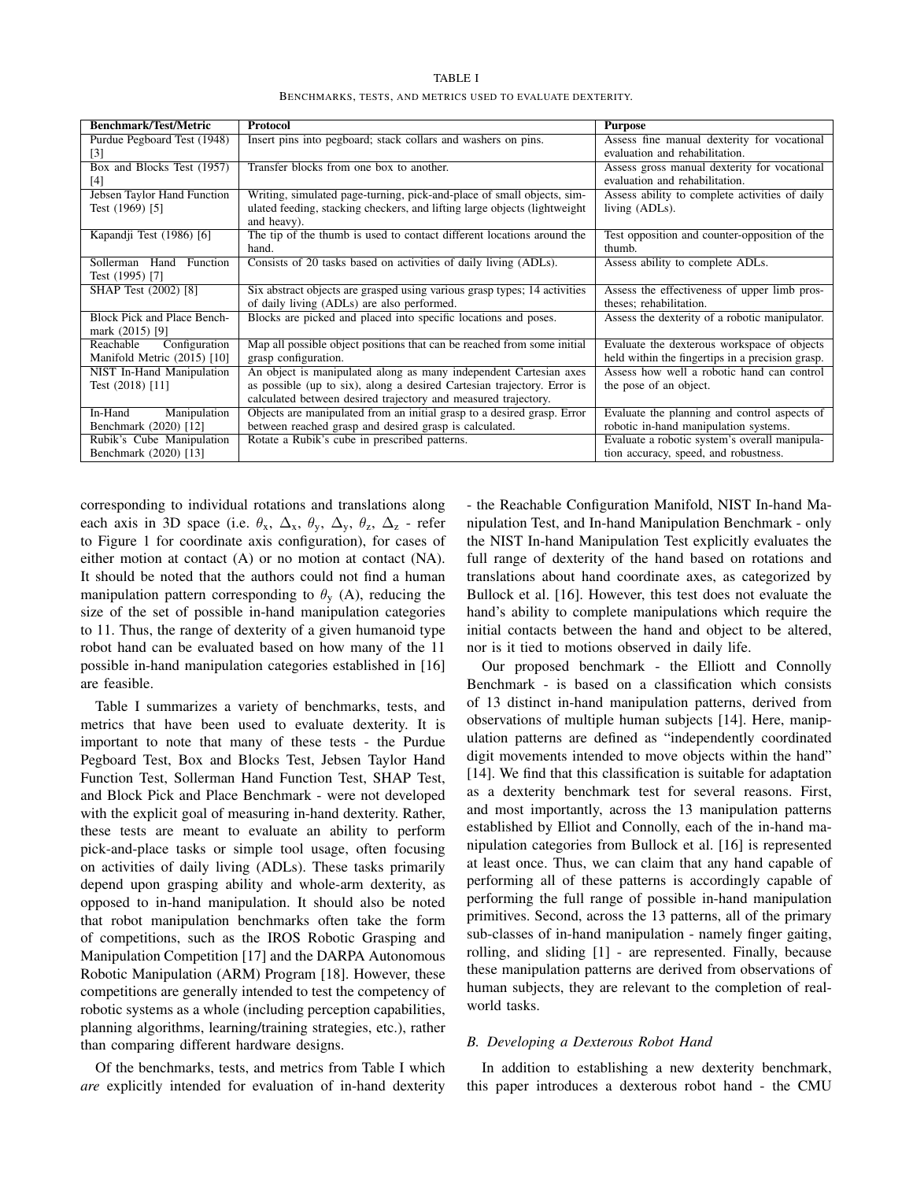TABLE I

BENCHMARKS, TESTS, AND METRICS USED TO EVALUATE DEXTERITY.

| Benchmark/Test/Metric | Protocol | Purpose |
| --- | --- | --- |
| Purdue Pegboard Test (1948) [3] | Insert pins into pegboard; stack collars and washers on pins. | Assess fine manual dexterity for vocational evaluation and rehabilitation. |
| Box and Blocks Test (1957) [4] | Transfer blocks from one box to another. | Assess gross manual dexterity for vocational evaluation and rehabilitation. |
| Jebsen Taylor Hand Function Test (1969) [5] | Writing, simulated page-turning, pick-and-place of small objects, simulated feeding, stacking checkers, and lifting large objects (lightweight and heavy). | Assess ability to complete activities of daily living (ADLs). |
| Kapandji Test (1986) [6] | The tip of the thumb is used to contact different locations around the hand. | Test opposition and counter-opposition of the thumb. |
| Sollerman Hand Function Test (1995) [7] | Consists of 20 tasks based on activities of daily living (ADLs). | Assess ability to complete ADLs. |
| SHAP Test (2002) [8] | Six abstract objects are grasped using various grasp types; 14 activities of daily living (ADLs) are also performed. | Assess the effectiveness of upper limb prostheses; rehabilitation. |
| Block Pick and Place Benchmark (2015) [9] | Blocks are picked and placed into specific locations and poses. | Assess the dexterity of a robotic manipulator. |
| Reachable Configuration Manifold Metric (2015) [10] | Map all possible object positions that can be reached from some initial grasp configuration. | Evaluate the dexterous workspace of objects held within the fingertips in a precision grasp. |
| NIST In-Hand Manipulation Test (2018) [11] | An object is manipulated along as many independent Cartesian axes as possible (up to six), along a desired Cartesian trajectory. Error is calculated between desired trajectory and measured trajectory. | Assess how well a robotic hand can control the pose of an object. |
| In-Hand Manipulation Benchmark (2020) [12] | Objects are manipulated from an initial grasp to a desired grasp. Error between reached grasp and desired grasp is calculated. | Evaluate the planning and control aspects of robotic in-hand manipulation systems. |
| Rubik's Cube Manipulation Benchmark (2020) [13] | Rotate a Rubik's cube in prescribed patterns. | Evaluate a robotic system's overall manipulation accuracy, speed, and robustness. |

corresponding to individual rotations and translations along each axis in 3D space (i.e. $\theta_x$, $\Delta_x$, $\theta_y$, $\Delta_y$, $\theta_z$, $\Delta_z$ - refer to Figure 1 for coordinate axis configuration), for cases of either motion at contact (A) or no motion at contact (NA). It should be noted that the authors could not find a human manipulation pattern corresponding to $\theta_y$ (A), reducing the size of the set of possible in-hand manipulation categories to 11. Thus, the range of dexterity of a given humanoid type robot hand can be evaluated based on how many of the 11 possible in-hand manipulation categories established in [16] are feasible.

Table I summarizes a variety of benchmarks, tests, and metrics that have been used to evaluate dexterity. It is important to note that many of these tests - the Purdue Pegboard Test, Box and Blocks Test, Jebsen Taylor Hand Function Test, Sollerman Hand Function Test, SHAP Test, and Block Pick and Place Benchmark - were not developed with the explicit goal of measuring in-hand dexterity. Rather, these tests are meant to evaluate an ability to perform pick-and-place tasks or simple tool usage, often focusing on activities of daily living (ADLs). These tasks primarily depend upon grasping ability and whole-arm dexterity, as opposed to in-hand manipulation. It should also be noted that robot manipulation benchmarks often take the form of competitions, such as the IROS Robotic Grasping and Manipulation Competition [17] and the DARPA Autonomous Robotic Manipulation (ARM) Program [18]. However, these competitions are generally intended to test the competency of robotic systems as a whole (including perception capabilities, planning algorithms, learning/training strategies, etc.), rather than comparing different hardware designs.

Of the benchmarks, tests, and metrics from Table I which *are* explicitly intended for evaluation of in-hand dexterity - the Reachable Configuration Manifold, NIST In-hand Manipulation Test, and In-hand Manipulation Benchmark - only the NIST In-hand Manipulation Test explicitly evaluates the full range of dexterity of the hand based on rotations and translations about hand coordinate axes, as categorized by Bullock et al. [16]. However, this test does not evaluate the hand's ability to complete manipulations which require the initial contacts between the hand and object to be altered, nor is it tied to motions observed in daily life.

Our proposed benchmark - the Elliott and Connolly Benchmark - is based on a classification which consists of 13 distinct in-hand manipulation patterns, derived from observations of multiple human subjects [14]. Here, manipulation patterns are defined as "independently coordinated digit movements intended to move objects within the hand" [14]. We find that this classification is suitable for adaptation as a dexterity benchmark test for several reasons. First, and most importantly, across the 13 manipulation patterns established by Elliot and Connolly, each of the in-hand manipulation categories from Bullock et al. [16] is represented at least once. Thus, we can claim that any hand capable of performing all of these patterns is accordingly capable of performing the full range of possible in-hand manipulation primitives. Second, across the 13 patterns, all of the primary sub-classes of in-hand manipulation - namely finger gaiting, rolling, and sliding [1] - are represented. Finally, because these manipulation patterns are derived from observations of human subjects, they are relevant to the completion of real-world tasks.

### B. Developing a Dexterous Robot Hand

In addition to establishing a new dexterity benchmark, this paper introduces a dexterous robot hand - the CMU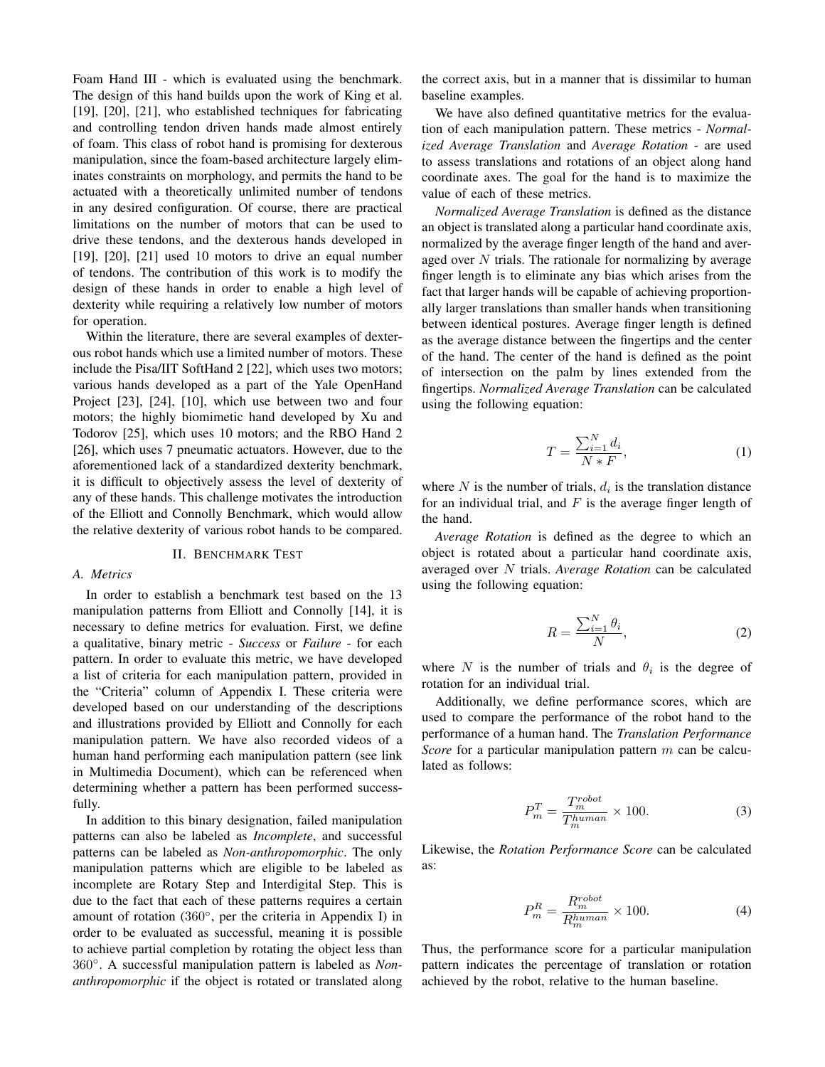Foam Hand III - which is evaluated using the benchmark. The design of this hand builds upon the work of King et al. [19], [20], [21], who established techniques for fabricating and controlling tendon driven hands made almost entirely of foam. This class of robot hand is promising for dexterous manipulation, since the foam-based architecture largely eliminates constraints on morphology, and permits the hand to be actuated with a theoretically unlimited number of tendons in any desired configuration. Of course, there are practical limitations on the number of motors that can be used to drive these tendons, and the dexterous hands developed in [19], [20], [21] used 10 motors to drive an equal number of tendons. The contribution of this work is to modify the design of these hands in order to enable a high level of dexterity while requiring a relatively low number of motors for operation.

Within the literature, there are several examples of dexterous robot hands which use a limited number of motors. These include the Pisa/IIT SoftHand 2 [22], which uses two motors; various hands developed as a part of the Yale OpenHand Project [23], [24], [10], which use between two and four motors; the highly biomimetic hand developed by Xu and Todorov [25], which uses 10 motors; and the RBO Hand 2 [26], which uses 7 pneumatic actuators. However, due to the aforementioned lack of a standardized dexterity benchmark, it is difficult to objectively assess the level of dexterity of any of these hands. This challenge motivates the introduction of the Elliott and Connolly Benchmark, which would allow the relative dexterity of various robot hands to be compared.

## II. Benchmark Test

### A. Metrics

In order to establish a benchmark test based on the 13 manipulation patterns from Elliott and Connolly [14], it is necessary to define metrics for evaluation. First, we define a qualitative, binary metric - *Success* or *Failure* - for each pattern. In order to evaluate this metric, we have developed a list of criteria for each manipulation pattern, provided in the "Criteria" column of Appendix I. These criteria were developed based on our understanding of the descriptions and illustrations provided by Elliott and Connolly for each manipulation pattern. We have also recorded videos of a human hand performing each manipulation pattern (see link in Multimedia Document), which can be referenced when determining whether a pattern has been performed successfully.

In addition to this binary designation, failed manipulation patterns can also be labeled as *Incomplete*, and successful patterns can be labeled as *Non-anthropomorphic*. The only manipulation patterns which are eligible to be labeled as incomplete are Rotary Step and Interdigital Step. This is due to the fact that each of these patterns requires a certain amount of rotation ($360°$, per the criteria in Appendix I) in order to be evaluated as successful, meaning it is possible to achieve partial completion by rotating the object less than $360°$. A successful manipulation pattern is labeled as *Non-anthropomorphic* if the object is rotated or translated along the correct axis, but in a manner that is dissimilar to human baseline examples.

We have also defined quantitative metrics for the evaluation of each manipulation pattern. These metrics - *Normalized Average Translation* and *Average Rotation* - are used to assess translations and rotations of an object along hand coordinate axes. The goal for the hand is to maximize the value of each of these metrics.

*Normalized Average Translation* is defined as the distance an object is translated along a particular hand coordinate axis, normalized by the average finger length of the hand and averaged over $N$ trials. The rationale for normalizing by average finger length is to eliminate any bias which arises from the fact that larger hands will be capable of achieving proportionally larger translations than smaller hands when transitioning between identical postures. Average finger length is defined as the average distance between the fingertips and the center of the hand. The center of the hand is defined as the point of intersection on the palm by lines extended from the fingertips. *Normalized Average Translation* can be calculated using the following equation:

$$T = \frac{\sum_{i=1}^{N} d_i}{N * F}, \tag{1}$$

where $N$ is the number of trials, $d_i$ is the translation distance for an individual trial, and $F$ is the average finger length of the hand.

*Average Rotation* is defined as the degree to which an object is rotated about a particular hand coordinate axis, averaged over $N$ trials. *Average Rotation* can be calculated using the following equation:

$$R = \frac{\sum_{i=1}^{N} \theta_i}{N}, \tag{2}$$

where $N$ is the number of trials and $\theta_i$ is the degree of rotation for an individual trial.

Additionally, we define performance scores, which are used to compare the performance of the robot hand to the performance of a human hand. The *Translation Performance Score* for a particular manipulation pattern $m$ can be calculated as follows:

$$P_m^T = \frac{T_m^{robot}}{T_m^{human}} \times 100. \tag{3}$$

Likewise, the *Rotation Performance Score* can be calculated as:

$$P_m^R = \frac{R_m^{robot}}{R_m^{human}} \times 100. \tag{4}$$

Thus, the performance score for a particular manipulation pattern indicates the percentage of translation or rotation achieved by the robot, relative to the human baseline.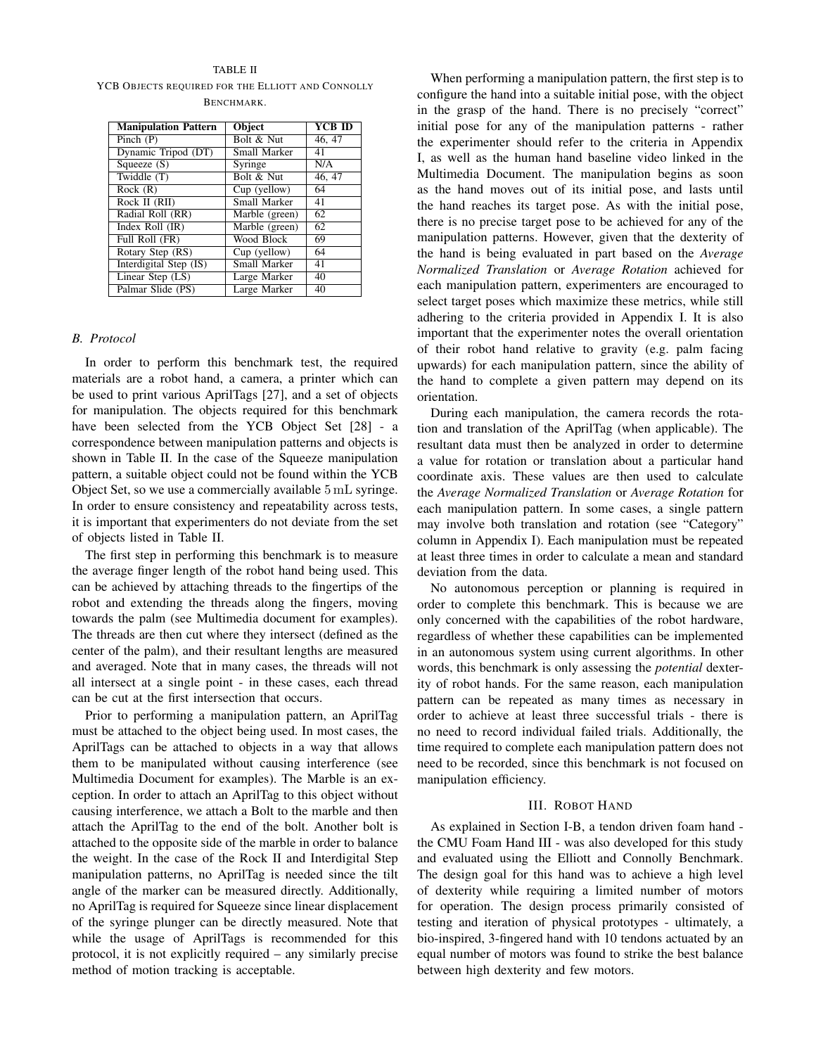TABLE II
YCB OBJECTS REQUIRED FOR THE ELLIOTT AND CONNOLLY BENCHMARK.

| Manipulation Pattern | Object | YCB ID |
|---|---|---|
| Pinch (P) | Bolt & Nut | 46, 47 |
| Dynamic Tripod (DT) | Small Marker | 41 |
| Squeeze (S) | Syringe | N/A |
| Twiddle (T) | Bolt & Nut | 46, 47 |
| Rock (R) | Cup (yellow) | 64 |
| Rock II (RII) | Small Marker | 41 |
| Radial Roll (RR) | Marble (green) | 62 |
| Index Roll (IR) | Marble (green) | 62 |
| Full Roll (FR) | Wood Block | 69 |
| Rotary Step (RS) | Cup (yellow) | 64 |
| Interdigital Step (IS) | Small Marker | 41 |
| Linear Step (LS) | Large Marker | 40 |
| Palmar Slide (PS) | Large Marker | 40 |

### B. Protocol

In order to perform this benchmark test, the required materials are a robot hand, a camera, a printer which can be used to print various AprilTags [27], and a set of objects for manipulation. The objects required for this benchmark have been selected from the YCB Object Set [28] - a correspondence between manipulation patterns and objects is shown in Table II. In the case of the Squeeze manipulation pattern, a suitable object could not be found within the YCB Object Set, so we use a commercially available $5\,\mathrm{mL}$ syringe. In order to ensure consistency and repeatability across tests, it is important that experimenters do not deviate from the set of objects listed in Table II.

The first step in performing this benchmark is to measure the average finger length of the robot hand being used. This can be achieved by attaching threads to the fingertips of the robot and extending the threads along the fingers, moving towards the palm (see Multimedia document for examples). The threads are then cut where they intersect (defined as the center of the palm), and their resultant lengths are measured and averaged. Note that in many cases, the threads will not all intersect at a single point - in these cases, each thread can be cut at the first intersection that occurs.

Prior to performing a manipulation pattern, an AprilTag must be attached to the object being used. In most cases, the AprilTags can be attached to objects in a way that allows them to be manipulated without causing interference (see Multimedia Document for examples). The Marble is an exception. In order to attach an AprilTag to this object without causing interference, we attach a Bolt to the marble and then attach the AprilTag to the end of the bolt. Another bolt is attached to the opposite side of the marble in order to balance the weight. In the case of the Rock II and Interdigital Step manipulation patterns, no AprilTag is needed since the tilt angle of the marker can be measured directly. Additionally, no AprilTag is required for Squeeze since linear displacement of the syringe plunger can be directly measured. Note that while the usage of AprilTags is recommended for this protocol, it is not explicitly required – any similarly precise method of motion tracking is acceptable.

When performing a manipulation pattern, the first step is to configure the hand into a suitable initial pose, with the object in the grasp of the hand. There is no precisely "correct" initial pose for any of the manipulation patterns - rather the experimenter should refer to the criteria in Appendix I, as well as the human hand baseline video linked in the Multimedia Document. The manipulation begins as soon as the hand moves out of its initial pose, and lasts until the hand reaches its target pose. As with the initial pose, there is no precise target pose to be achieved for any of the manipulation patterns. However, given that the dexterity of the hand is being evaluated in part based on the *Average Normalized Translation* or *Average Rotation* achieved for each manipulation pattern, experimenters are encouraged to select target poses which maximize these metrics, while still adhering to the criteria provided in Appendix I. It is also important that the experimenter notes the overall orientation of their robot hand relative to gravity (e.g. palm facing upwards) for each manipulation pattern, since the ability of the hand to complete a given pattern may depend on its orientation.

During each manipulation, the camera records the rotation and translation of the AprilTag (when applicable). The resultant data must then be analyzed in order to determine a value for rotation or translation about a particular hand coordinate axis. These values are then used to calculate the *Average Normalized Translation* or *Average Rotation* for each manipulation pattern. In some cases, a single pattern may involve both translation and rotation (see "Category" column in Appendix I). Each manipulation must be repeated at least three times in order to calculate a mean and standard deviation from the data.

No autonomous perception or planning is required in order to complete this benchmark. This is because we are only concerned with the capabilities of the robot hardware, regardless of whether these capabilities can be implemented in an autonomous system using current algorithms. In other words, this benchmark is only assessing the *potential* dexterity of robot hands. For the same reason, each manipulation pattern can be repeated as many times as necessary in order to achieve at least three successful trials - there is no need to record individual failed trials. Additionally, the time required to complete each manipulation pattern does not need to be recorded, since this benchmark is not focused on manipulation efficiency.

## III. ROBOT HAND

As explained in Section I-B, a tendon driven foam hand - the CMU Foam Hand III - was also developed for this study and evaluated using the Elliott and Connolly Benchmark. The design goal for this hand was to achieve a high level of dexterity while requiring a limited number of motors for operation. The design process primarily consisted of testing and iteration of physical prototypes - ultimately, a bio-inspired, 3-fingered hand with 10 tendons actuated by an equal number of motors was found to strike the best balance between high dexterity and few motors.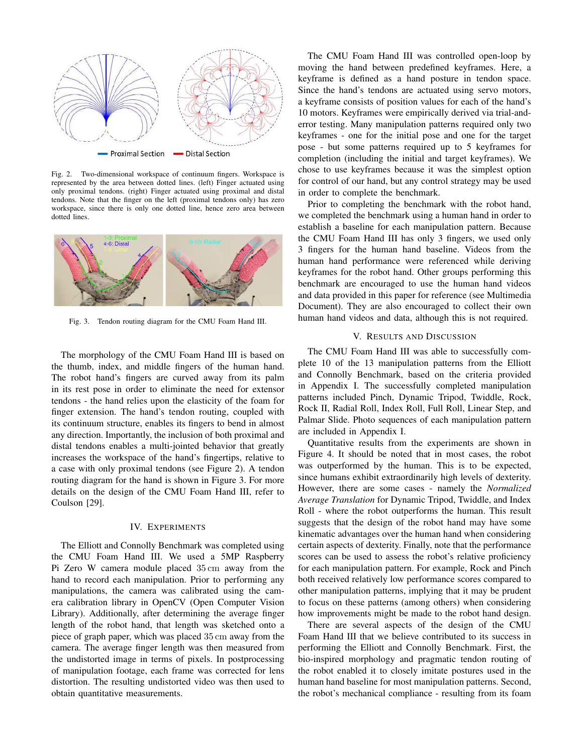Fig. 2. Two-dimensional workspace of continuum fingers. Workspace is represented by the area between dotted lines. (left) Finger actuated using only proximal tendons. (right) Finger actuated using proximal and distal tendons. Note that the finger on the left (proximal tendons only) has zero workspace, since there is only one dotted line, hence zero area between dotted lines.

Fig. 3. Tendon routing diagram for the CMU Foam Hand III.

The morphology of the CMU Foam Hand III is based on the thumb, index, and middle fingers of the human hand. The robot hand's fingers are curved away from its palm in its rest pose in order to eliminate the need for extensor tendons - the hand relies upon the elasticity of the foam for finger extension. The hand's tendon routing, coupled with its continuum structure, enables its fingers to bend in almost any direction. Importantly, the inclusion of both proximal and distal tendons enables a multi-jointed behavior that greatly increases the workspace of the hand's fingertips, relative to a case with only proximal tendons (see Figure 2). A tendon routing diagram for the hand is shown in Figure 3. For more details on the design of the CMU Foam Hand III, refer to Coulson [29].

## IV. Experiments

The Elliott and Connolly Benchmark was completed using the CMU Foam Hand III. We used a 5MP Raspberry Pi Zero W camera module placed 35 cm away from the hand to record each manipulation. Prior to performing any manipulations, the camera was calibrated using the camera calibration library in OpenCV (Open Computer Vision Library). Additionally, after determining the average finger length of the robot hand, that length was sketched onto a piece of graph paper, which was placed 35 cm away from the camera. The average finger length was then measured from the undistorted image in terms of pixels. In postprocessing of manipulation footage, each frame was corrected for lens distortion. The resulting undistorted video was then used to obtain quantitative measurements.

The CMU Foam Hand III was controlled open-loop by moving the hand between predefined keyframes. Here, a keyframe is defined as a hand posture in tendon space. Since the hand's tendons are actuated using servo motors, a keyframe consists of position values for each of the hand's 10 motors. Keyframes were empirically derived via trial-and-error testing. Many manipulation patterns required only two keyframes - one for the initial pose and one for the target pose - but some patterns required up to 5 keyframes for completion (including the initial and target keyframes). We chose to use keyframes because it was the simplest option for control of our hand, but any control strategy may be used in order to complete the benchmark.

Prior to completing the benchmark with the robot hand, we completed the benchmark using a human hand in order to establish a baseline for each manipulation pattern. Because the CMU Foam Hand III has only 3 fingers, we used only 3 fingers for the human hand baseline. Videos from the human hand performance were referenced while deriving keyframes for the robot hand. Other groups performing this benchmark are encouraged to use the human hand videos and data provided in this paper for reference (see Multimedia Document). They are also encouraged to collect their own human hand videos and data, although this is not required.

## V. Results and Discussion

The CMU Foam Hand III was able to successfully complete 10 of the 13 manipulation patterns from the Elliott and Connolly Benchmark, based on the criteria provided in Appendix I. The successfully completed manipulation patterns included Pinch, Dynamic Tripod, Twiddle, Rock, Rock II, Radial Roll, Index Roll, Full Roll, Linear Step, and Palmar Slide. Photo sequences of each manipulation pattern are included in Appendix I.

Quantitative results from the experiments are shown in Figure 4. It should be noted that in most cases, the robot was outperformed by the human. This is to be expected, since humans exhibit extraordinarily high levels of dexterity. However, there are some cases - namely the *Normalized Average Translation* for Dynamic Tripod, Twiddle, and Index Roll - where the robot outperforms the human. This result suggests that the design of the robot hand may have some kinematic advantages over the human hand when considering certain aspects of dexterity. Finally, note that the performance scores can be used to assess the robot's relative proficiency for each manipulation pattern. For example, Rock and Pinch both received relatively low performance scores compared to other manipulation patterns, implying that it may be prudent to focus on these patterns (among others) when considering how improvements might be made to the robot hand design.

There are several aspects of the design of the CMU Foam Hand III that we believe contributed to its success in performing the Elliott and Connolly Benchmark. First, the bio-inspired morphology and pragmatic tendon routing of the robot enabled it to closely imitate postures used in the human hand baseline for most manipulation patterns. Second, the robot's mechanical compliance - resulting from its foam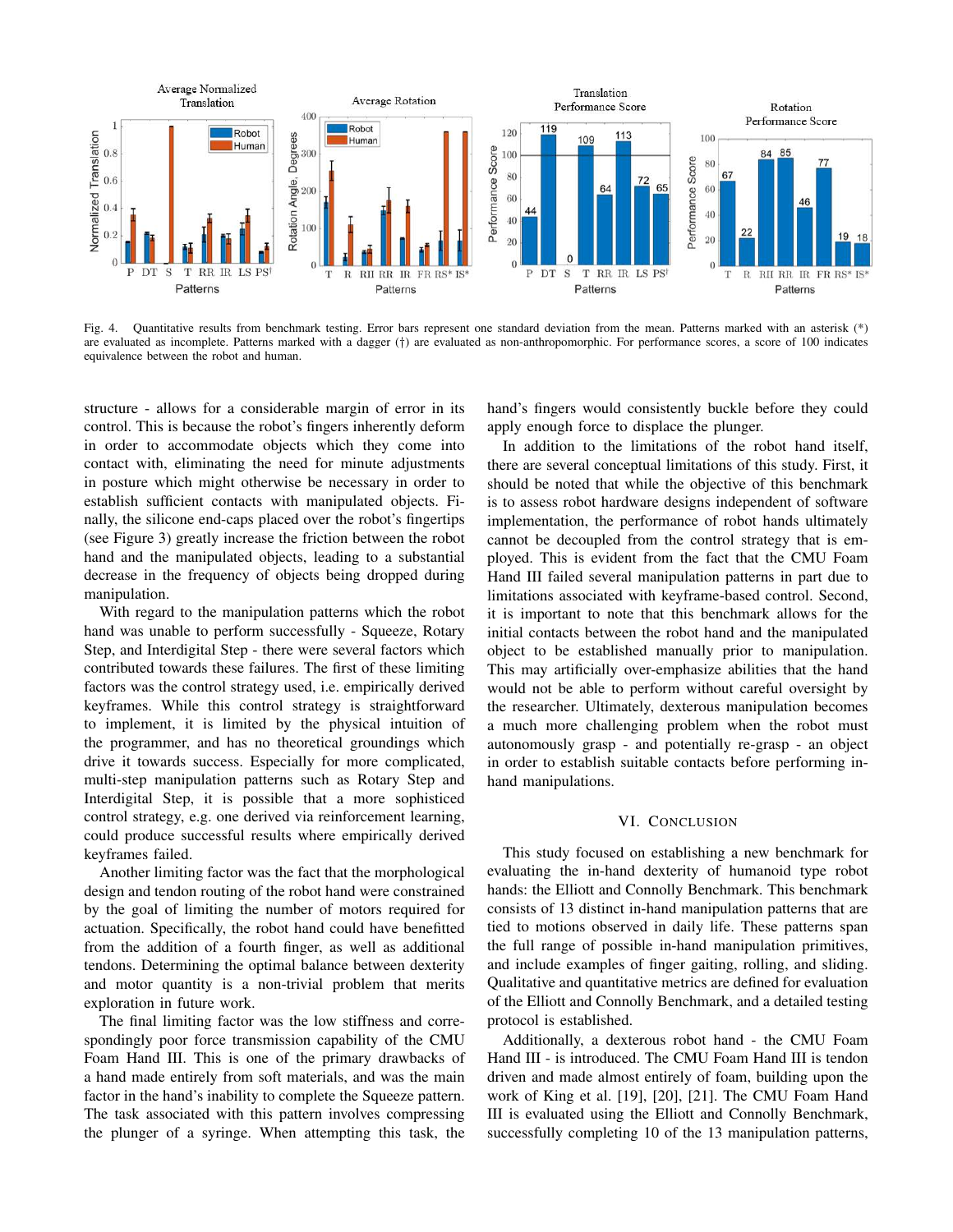Fig. 4. Quantitative results from benchmark testing. Error bars represent one standard deviation from the mean. Patterns marked with an asterisk (*) are evaluated as incomplete. Patterns marked with a dagger (†) are evaluated as non-anthropomorphic. For performance scores, a score of 100 indicates equivalence between the robot and human.

structure - allows for a considerable margin of error in its control. This is because the robot's fingers inherently deform in order to accommodate objects which they come into contact with, eliminating the need for minute adjustments in posture which might otherwise be necessary in order to establish sufficient contacts with manipulated objects. Finally, the silicone end-caps placed over the robot's fingertips (see Figure 3) greatly increase the friction between the robot hand and the manipulated objects, leading to a substantial decrease in the frequency of objects being dropped during manipulation.

With regard to the manipulation patterns which the robot hand was unable to perform successfully - Squeeze, Rotary Step, and Interdigital Step - there were several factors which contributed towards these failures. The first of these limiting factors was the control strategy used, i.e. empirically derived keyframes. While this control strategy is straightforward to implement, it is limited by the physical intuition of the programmer, and has no theoretical groundings which drive it towards success. Especially for more complicated, multi-step manipulation patterns such as Rotary Step and Interdigital Step, it is possible that a more sophisticated control strategy, e.g. one derived via reinforcement learning, could produce successful results where empirically derived keyframes failed.

Another limiting factor was the fact that the morphological design and tendon routing of the robot hand were constrained by the goal of limiting the number of motors required for actuation. Specifically, the robot hand could have benefitted from the addition of a fourth finger, as well as additional tendons. Determining the optimal balance between dexterity and motor quantity is a non-trivial problem that merits exploration in future work.

The final limiting factor was the low stiffness and correspondingly poor force transmission capability of the CMU Foam Hand III. This is one of the primary drawbacks of a hand made entirely from soft materials, and was the main factor in the hand's inability to complete the Squeeze pattern. The task associated with this pattern involves compressing the plunger of a syringe. When attempting this task, the hand's fingers would consistently buckle before they could apply enough force to displace the plunger.

In addition to the limitations of the robot hand itself, there are several conceptual limitations of this study. First, it should be noted that while the objective of this benchmark is to assess robot hardware designs independent of software implementation, the performance of robot hands ultimately cannot be decoupled from the control strategy that is employed. This is evident from the fact that the CMU Foam Hand III failed several manipulation patterns in part due to limitations associated with keyframe-based control. Second, it is important to note that this benchmark allows for the initial contacts between the robot hand and the manipulated object to be established manually prior to manipulation. This may artificially over-emphasize abilities that the hand would not be able to perform without careful oversight by the researcher. Ultimately, dexterous manipulation becomes a much more challenging problem when the robot must autonomously grasp - and potentially re-grasp - an object in order to establish suitable contacts before performing in-hand manipulations.

## VI. Conclusion

This study focused on establishing a new benchmark for evaluating the in-hand dexterity of humanoid type robot hands: the Elliott and Connolly Benchmark. This benchmark consists of 13 distinct in-hand manipulation patterns that are tied to motions observed in daily life. These patterns span the full range of possible in-hand manipulation primitives, and include examples of finger gaiting, rolling, and sliding. Qualitative and quantitative metrics are defined for evaluation of the Elliott and Connolly Benchmark, and a detailed testing protocol is established.

Additionally, a dexterous robot hand - the CMU Foam Hand III - is introduced. The CMU Foam Hand III is tendon driven and made almost entirely of foam, building upon the work of King et al. [19], [20], [21]. The CMU Foam Hand III is evaluated using the Elliott and Connolly Benchmark, successfully completing 10 of the 13 manipulation patterns,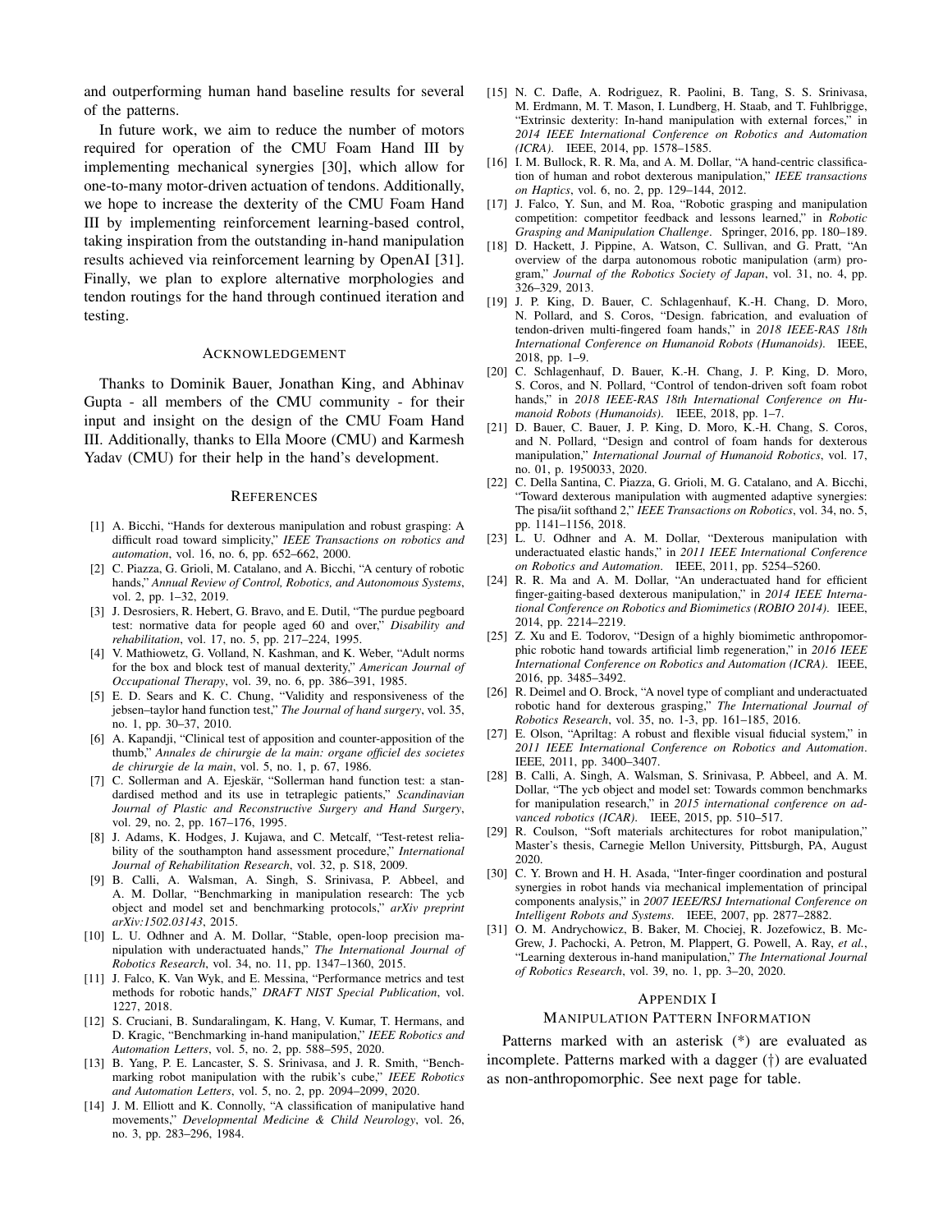and outperforming human hand baseline results for several of the patterns.

In future work, we aim to reduce the number of motors required for operation of the CMU Foam Hand III by implementing mechanical synergies [30], which allow for one-to-many motor-driven actuation of tendons. Additionally, we hope to increase the dexterity of the CMU Foam Hand III by implementing reinforcement learning-based control, taking inspiration from the outstanding in-hand manipulation results achieved via reinforcement learning by OpenAI [31]. Finally, we plan to explore alternative morphologies and tendon routings for the hand through continued iteration and testing.

## Acknowledgement

Thanks to Dominik Bauer, Jonathan King, and Abhinav Gupta - all members of the CMU community - for their input and insight on the design of the CMU Foam Hand III. Additionally, thanks to Ella Moore (CMU) and Karmesh Yadav (CMU) for their help in the hand's development.

## References

[1] A. Bicchi, "Hands for dexterous manipulation and robust grasping: A difficult road toward simplicity," *IEEE Transactions on robotics and automation*, vol. 16, no. 6, pp. 652–662, 2000.

[2] C. Piazza, G. Grioli, M. Catalano, and A. Bicchi, "A century of robotic hands," *Annual Review of Control, Robotics, and Autonomous Systems*, vol. 2, pp. 1–32, 2019.

[3] J. Desrosiers, R. Hebert, G. Bravo, and E. Dutil, "The purdue pegboard test: normative data for people aged 60 and over," *Disability and rehabilitation*, vol. 17, no. 5, pp. 217–224, 1995.

[4] V. Mathiowetz, G. Volland, N. Kashman, and K. Weber, "Adult norms for the box and block test of manual dexterity," *American Journal of Occupational Therapy*, vol. 39, no. 6, pp. 386–391, 1985.

[5] E. D. Sears and K. C. Chung, "Validity and responsiveness of the jebsen–taylor hand function test," *The Journal of hand surgery*, vol. 35, no. 1, pp. 30–37, 2010.

[6] A. Kapandji, "Clinical test of apposition and counter-apposition of the thumb," *Annales de chirurgie de la main: organe officiel des societes de chirurgie de la main*, vol. 5, no. 1, p. 67, 1986.

[7] C. Sollerman and A. Ejeskär, "Sollerman hand function test: a standardised method and its use in tetraplegic patients," *Scandinavian Journal of Plastic and Reconstructive Surgery and Hand Surgery*, vol. 29, no. 2, pp. 167–176, 1995.

[8] J. Adams, K. Hodges, J. Kujawa, and C. Metcalf, "Test-retest reliability of the southampton hand assessment procedure," *International Journal of Rehabilitation Research*, vol. 32, p. S18, 2009.

[9] B. Calli, A. Walsman, A. Singh, S. Srinivasa, P. Abbeel, and A. M. Dollar, "Benchmarking in manipulation research: The ycb object and model set and benchmarking protocols," *arXiv preprint arXiv:1502.03143*, 2015.

[10] L. U. Odhner and A. M. Dollar, "Stable, open-loop precision manipulation with underactuated hands," *The International Journal of Robotics Research*, vol. 34, no. 11, pp. 1347–1360, 2015.

[11] J. Falco, K. Van Wyk, and E. Messina, "Performance metrics and test methods for robotic hands," *DRAFT NIST Special Publication*, vol. 1227, 2018.

[12] S. Cruciani, B. Sundaralingam, K. Hang, V. Kumar, T. Hermans, and D. Kragic, "Benchmarking in-hand manipulation," *IEEE Robotics and Automation Letters*, vol. 5, no. 2, pp. 588–595, 2020.

[13] B. Yang, P. E. Lancaster, S. S. Srinivasa, and J. R. Smith, "Benchmarking robot manipulation with the rubik's cube," *IEEE Robotics and Automation Letters*, vol. 5, no. 2, pp. 2094–2099, 2020.

[14] J. M. Elliott and K. Connolly, "A classification of manipulative hand movements," *Developmental Medicine & Child Neurology*, vol. 26, no. 3, pp. 283–296, 1984.

[15] N. C. Dafle, A. Rodriguez, R. Paolini, B. Tang, S. S. Srinivasa, M. Erdmann, M. T. Mason, I. Lundberg, H. Staab, and T. Fuhlbrigge, "Extrinsic dexterity: In-hand manipulation with external forces," in *2014 IEEE International Conference on Robotics and Automation (ICRA)*. IEEE, 2014, pp. 1578–1585.

[16] I. M. Bullock, R. R. Ma, and A. M. Dollar, "A hand-centric classification of human and robot dexterous manipulation," *IEEE transactions on Haptics*, vol. 6, no. 2, pp. 129–144, 2012.

[17] J. Falco, Y. Sun, and M. Roa, "Robotic grasping and manipulation competition: competitor feedback and lessons learned," in *Robotic Grasping and Manipulation Challenge*. Springer, 2016, pp. 180–189.

[18] D. Hackett, J. Pippine, A. Watson, C. Sullivan, and G. Pratt, "An overview of the darpa autonomous robotic manipulation (arm) program," *Journal of the Robotics Society of Japan*, vol. 31, no. 4, pp. 326–329, 2013.

[19] J. P. King, D. Bauer, C. Schlagenhauf, K.-H. Chang, D. Moro, N. Pollard, and S. Coros, "Design. fabrication, and evaluation of tendon-driven multi-fingered foam hands," in *2018 IEEE-RAS 18th International Conference on Humanoid Robots (Humanoids)*. IEEE, 2018, pp. 1–9.

[20] C. Schlagenhauf, D. Bauer, K.-H. Chang, J. P. King, D. Moro, S. Coros, and N. Pollard, "Control of tendon-driven soft foam robot hands," in *2018 IEEE-RAS 18th International Conference on Humanoid Robots (Humanoids)*. IEEE, 2018, pp. 1–7.

[21] D. Bauer, C. Bauer, J. P. King, D. Moro, K.-H. Chang, S. Coros, and N. Pollard, "Design and control of foam hands for dexterous manipulation," *International Journal of Humanoid Robotics*, vol. 17, no. 01, p. 1950033, 2020.

[22] C. Della Santina, C. Piazza, G. Grioli, M. G. Catalano, and A. Bicchi, "Toward dexterous manipulation with augmented adaptive synergies: The pisa/iit softhand 2," *IEEE Transactions on Robotics*, vol. 34, no. 5, pp. 1141–1156, 2018.

[23] L. U. Odhner and A. M. Dollar, "Dexterous manipulation with underactuated elastic hands," in *2011 IEEE International Conference on Robotics and Automation*. IEEE, 2011, pp. 5254–5260.

[24] R. R. Ma and A. M. Dollar, "An underactuated hand for efficient finger-gaiting-based dexterous manipulation," in *2014 IEEE International Conference on Robotics and Biomimetics (ROBIO 2014)*. IEEE, 2014, pp. 2214–2219.

[25] Z. Xu and E. Todorov, "Design of a highly biomimetic anthropomorphic robotic hand towards artificial limb regeneration," in *2016 IEEE International Conference on Robotics and Automation (ICRA)*. IEEE, 2016, pp. 3485–3492.

[26] R. Deimel and O. Brock, "A novel type of compliant and underactuated robotic hand for dexterous grasping," *The International Journal of Robotics Research*, vol. 35, no. 1-3, pp. 161–185, 2016.

[27] E. Olson, "Apriltag: A robust and flexible visual fiducial system," in *2011 IEEE International Conference on Robotics and Automation*. IEEE, 2011, pp. 3400–3407.

[28] B. Calli, A. Singh, A. Walsman, S. Srinivasa, P. Abbeel, and A. M. Dollar, "The ycb object and model set: Towards common benchmarks for manipulation research," in *2015 international conference on advanced robotics (ICAR)*. IEEE, 2015, pp. 510–517.

[29] R. Coulson, "Soft materials architectures for robot manipulation," Master's thesis, Carnegie Mellon University, Pittsburgh, PA, August 2020.

[30] C. Y. Brown and H. H. Asada, "Inter-finger coordination and postural synergies in robot hands via mechanical implementation of principal components analysis," in *2007 IEEE/RSJ International Conference on Intelligent Robots and Systems*. IEEE, 2007, pp. 2877–2882.

[31] O. M. Andrychowicz, B. Baker, M. Chociej, R. Jozefowicz, B. McGrew, J. Pachocki, A. Petron, M. Plappert, G. Powell, A. Ray, *et al.*, "Learning dexterous in-hand manipulation," *The International Journal of Robotics Research*, vol. 39, no. 1, pp. 3–20, 2020.

## Appendix I
### Manipulation Pattern Information

Patterns marked with an asterisk (*) are evaluated as incomplete. Patterns marked with a dagger (†) are evaluated as non-anthropomorphic. See next page for table.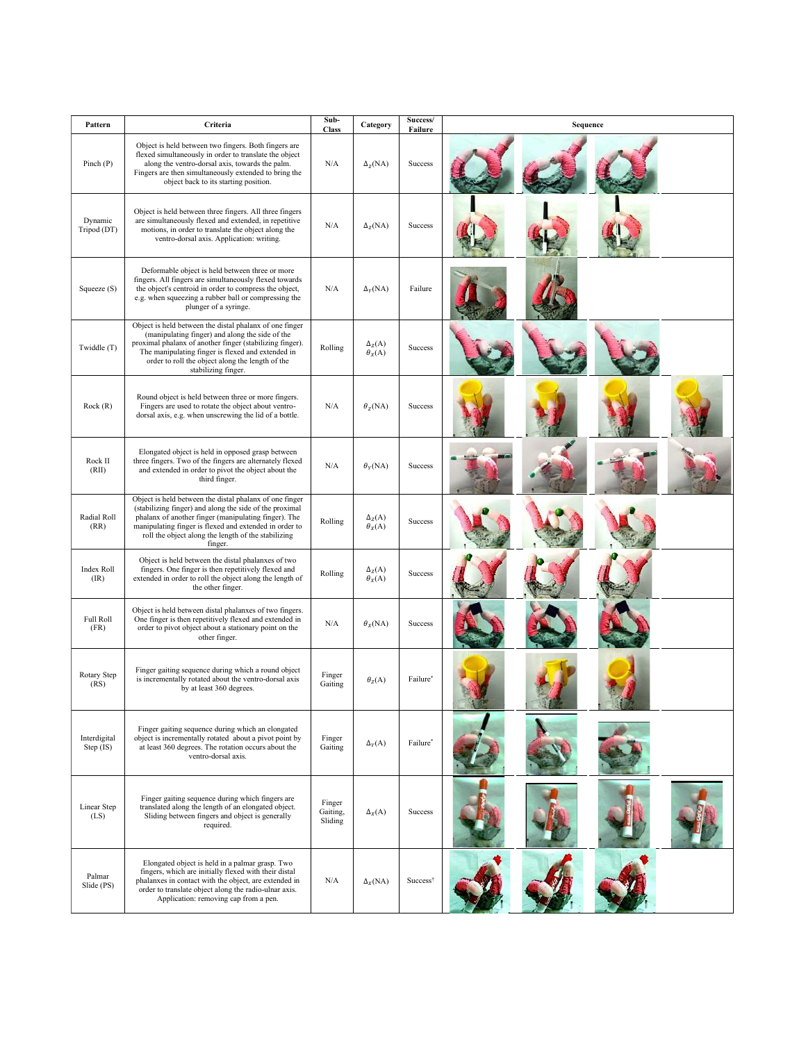| Pattern | Criteria | Sub-Class | Category | Success/ Failure | Sequence |
|---|---|---|---|---|---|
| Pinch (P) | Object is held between two fingers. Both fingers are flexed simultaneously in order to translate the object along the ventro-dorsal axis, towards the palm. Fingers are then simultaneously extended to bring the object back to its starting position. | N/A | $\Delta_z$(NA) | Success | |
| Dynamic Tripod (DT) | Object is held between three fingers. All three fingers are simultaneously flexed and extended, in repetitive motions, in order to translate the object along the ventro-dorsal axis. Application: writing. | N/A | $\Delta_z$(NA) | Success | |
| Squeeze (S) | Deformable object is held between three or more fingers. All fingers are simultaneously flexed towards the object's centroid in order to compress the object, e.g. when squeezing a rubber ball or compressing the plunger of a syringe. | N/A | $\Delta_Y$(NA) | Failure | |
| Twiddle (T) | Object is held between the distal phalanx of one finger (manipulating finger) and along the side of the proximal phalanx of another finger (stabilizing finger). The manipulating finger is flexed and extended in order to roll the object along the length of the stabilizing finger. | Rolling | $\Delta_z$(A) $\theta_x$(A) | Success | |
| Rock (R) | Round object is held between three or more fingers. Fingers are used to rotate the object about ventro-dorsal axis, e.g. when unscrewing the lid of a bottle. | N/A | $\theta_z$(NA) | Success | |
| Rock II (RII) | Elongated object is held in opposed grasp between three fingers. Two of the fingers are alternately flexed and extended in order to pivot the object about the third finger. | N/A | $\theta_Y$(NA) | Success | |
| Radial Roll (RR) | Object is held between the distal phalanx of one finger (stabilizing finger) and along the side of the proximal phalanx of another finger (manipulating finger). The manipulating finger is flexed and extended in order to roll the object along the length of the stabilizing finger. | Rolling | $\Delta_z$(A) $\theta_x$(A) | Success | |
| Index Roll (IR) | Object is held between the distal phalanxes of two fingers. One finger is then repetitively flexed and extended in order to roll the object along the length of the other finger. | Rolling | $\Delta_z$(A) $\theta_x$(A) | Success | |
| Full Roll (FR) | Object is held between distal phalanxes of two fingers. One finger is then repetitively flexed and extended in order to pivot object about a stationary point on the other finger. | N/A | $\theta_x$(NA) | Success | |
| Rotary Step (RS) | Finger gaiting sequence during which a round object is incrementally rotated about the ventro-dorsal axis by at least 360 degrees. | Finger Gaiting | $\theta_z$(A) | Failure* | |
| Interdigital Step (IS) | Finger gaiting sequence during which an elongated object is incrementally rotated about a pivot point by at least 360 degrees. The rotation occurs about the ventro-dorsal axis. | Finger Gaiting | $\Delta_Y$(A) | Failure* | |
| Linear Step (LS) | Finger gaiting sequence during which fingers are translated along the length of an elongated object. Sliding between fingers and object is generally required. | Finger Gaiting, Sliding | $\Delta_x$(A) | Success | |
| Palmar Slide (PS) | Elongated object is held in a palmar grasp. Two fingers, which are initially flexed with their distal phalanxes in contact with the object, are extended in order to translate object along the radio-ulnar axis. Application: removing cap from a pen. | N/A | $\Delta_x$(NA) | Success† | |